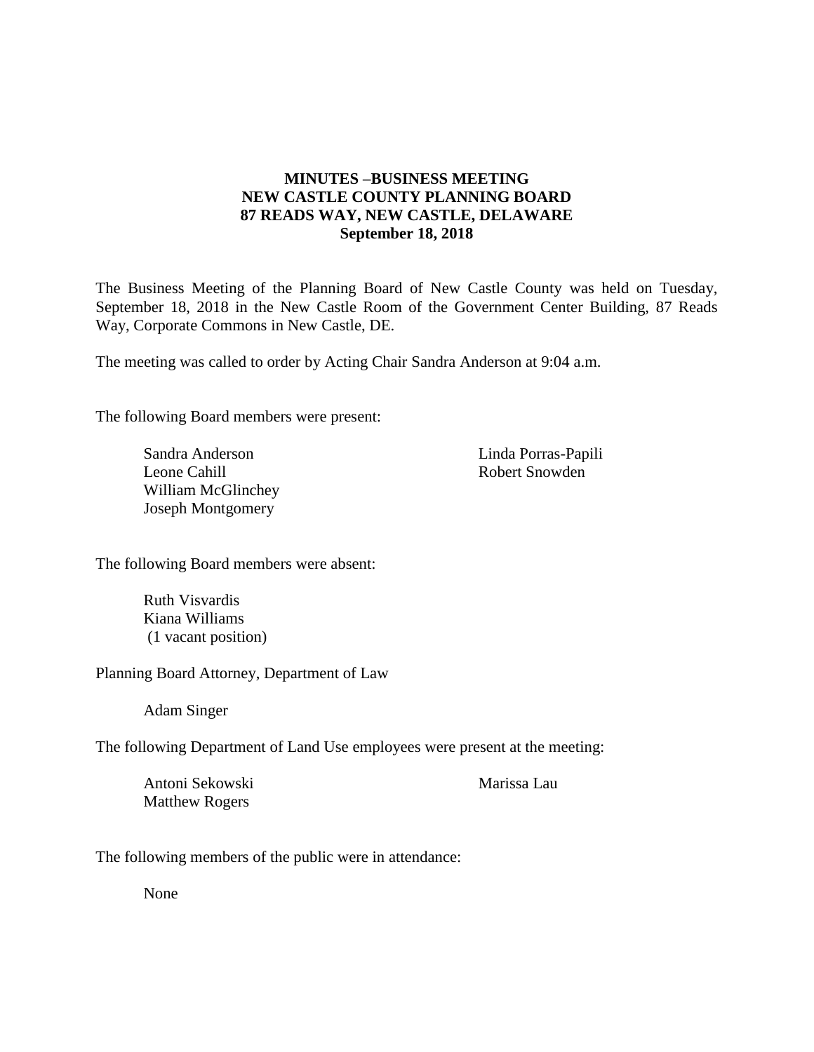**MINUTES –BUSINESS MEETING**
**NEW CASTLE COUNTY PLANNING BOARD**
**87 READS WAY, NEW CASTLE, DELAWARE**
**September 18, 2018**

The Business Meeting of the Planning Board of New Castle County was held on Tuesday, September 18, 2018 in the New Castle Room of the Government Center Building, 87 Reads Way, Corporate Commons in New Castle, DE.

The meeting was called to order by Acting Chair Sandra Anderson at 9:04 a.m.

The following Board members were present:

Sandra Anderson
Leone Cahill
William McGlinchey
Joseph Montgomery
Linda Porras-Papili
Robert Snowden

The following Board members were absent:

Ruth Visvardis
Kiana Williams
(1 vacant position)

Planning Board Attorney, Department of Law

Adam Singer

The following Department of Land Use employees were present at the meeting:

Antoni Sekowski
Matthew Rogers
Marissa Lau

The following members of the public were in attendance:

None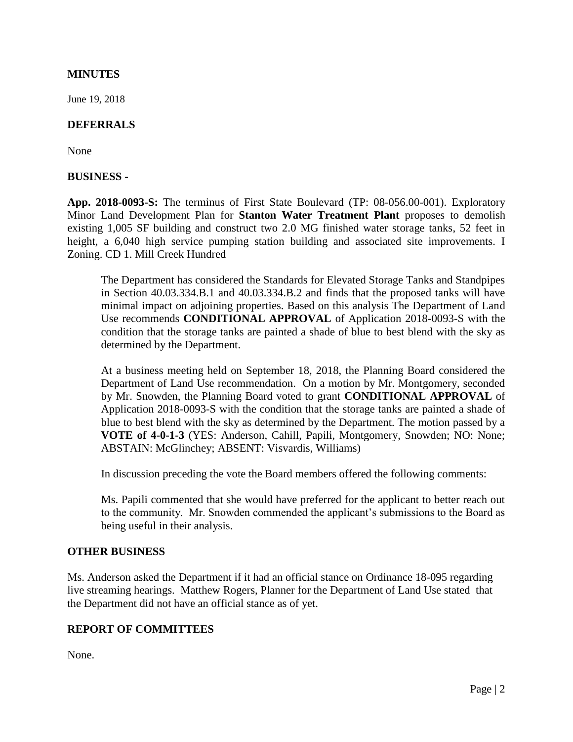## MINUTES

June 19, 2018

## DEFERRALS

None

## BUSINESS -

**App. 2018-0093-S:** The terminus of First State Boulevard (TP: 08-056.00-001). Exploratory Minor Land Development Plan for **Stanton Water Treatment Plant** proposes to demolish existing 1,005 SF building and construct two 2.0 MG finished water storage tanks, 52 feet in height, a 6,040 high service pumping station building and associated site improvements. I Zoning. CD 1. Mill Creek Hundred

> The Department has considered the Standards for Elevated Storage Tanks and Standpipes in Section 40.03.334.B.1 and 40.03.334.B.2 and finds that the proposed tanks will have minimal impact on adjoining properties. Based on this analysis The Department of Land Use recommends **CONDITIONAL APPROVAL** of Application 2018-0093-S with the condition that the storage tanks are painted a shade of blue to best blend with the sky as determined by the Department.
>
> At a business meeting held on September 18, 2018, the Planning Board considered the Department of Land Use recommendation. On a motion by Mr. Montgomery, seconded by Mr. Snowden, the Planning Board voted to grant **CONDITIONAL APPROVAL** of Application 2018-0093-S with the condition that the storage tanks are painted a shade of blue to best blend with the sky as determined by the Department. The motion passed by a **VOTE of 4-0-1-3** (YES: Anderson, Cahill, Papili, Montgomery, Snowden; NO: None; ABSTAIN: McGlinchey; ABSENT: Visvardis, Williams)
>
> In discussion preceding the vote the Board members offered the following comments:
>
> Ms. Papili commented that she would have preferred for the applicant to better reach out to the community. Mr. Snowden commended the applicant's submissions to the Board as being useful in their analysis.

## OTHER BUSINESS

Ms. Anderson asked the Department if it had an official stance on Ordinance 18-095 regarding live streaming hearings. Matthew Rogers, Planner for the Department of Land Use stated that the Department did not have an official stance as of yet.

## REPORT OF COMMITTEES

None.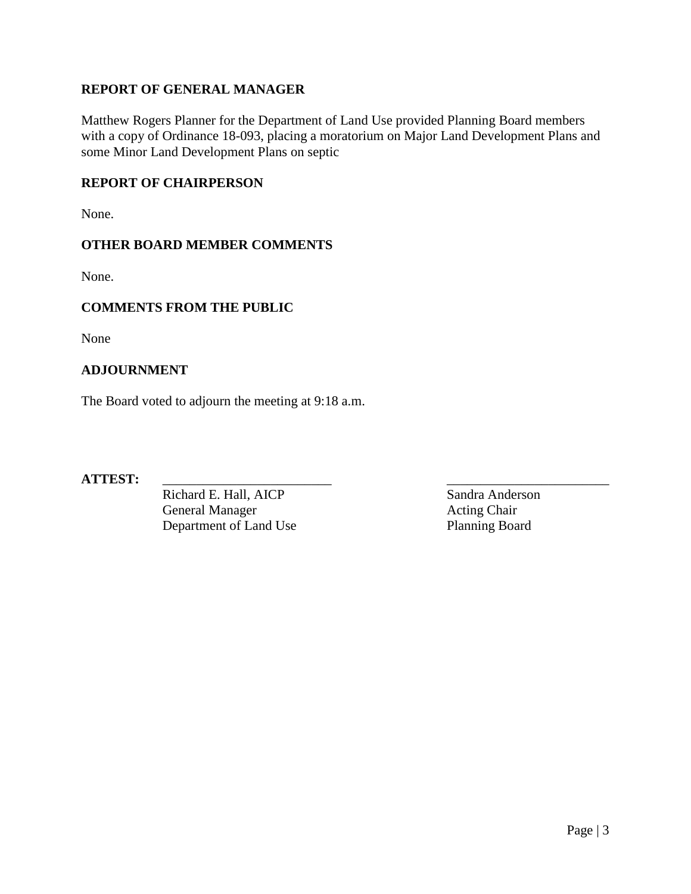**REPORT OF GENERAL MANAGER**

Matthew Rogers Planner for the Department of Land Use provided Planning Board members with a copy of Ordinance 18-093, placing a moratorium on Major Land Development Plans and some Minor Land Development Plans on septic

**REPORT OF CHAIRPERSON**

None.

**OTHER BOARD MEMBER COMMENTS**

None.

**COMMENTS FROM THE PUBLIC**

None

**ADJOURNMENT**

The Board voted to adjourn the meeting at 9:18 a.m.

**ATTEST:**

_________________________
Richard E. Hall, AICP
General Manager
Department of Land Use

_________________________
Sandra Anderson
Acting Chair
Planning Board